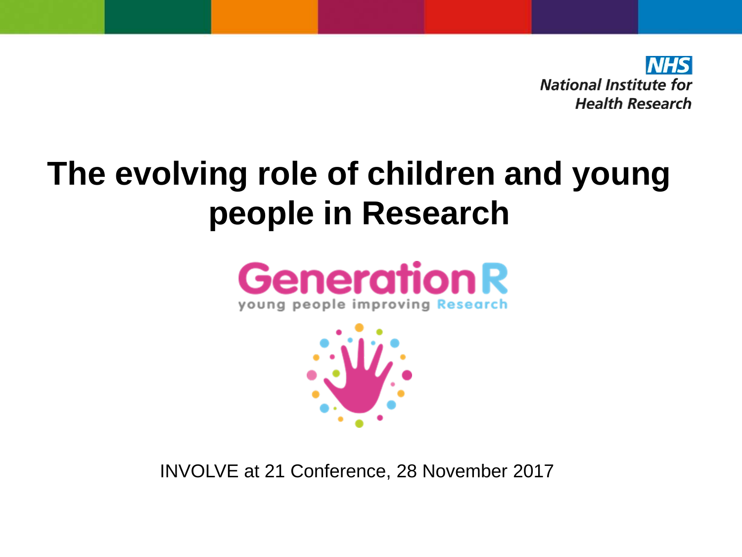NHS
National Institute for
Health Research

# The evolving role of children and young people in Research

GenerationR
young people improving Research

INVOLVE at 21 Conference, 28 November 2017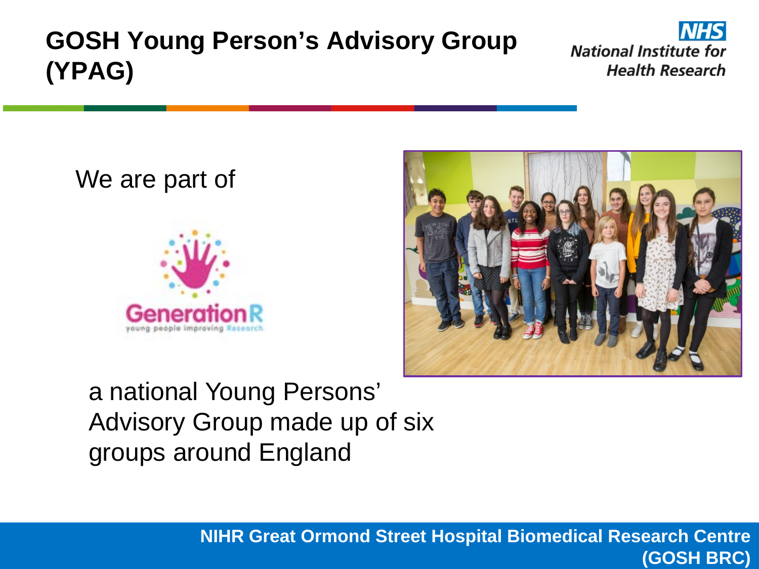# GOSH Young Person's Advisory Group (YPAG)

We are part of

a national Young Persons' Advisory Group made up of six groups around England

NIHR Great Ormond Street Hospital Biomedical Research Centre (GOSH BRC)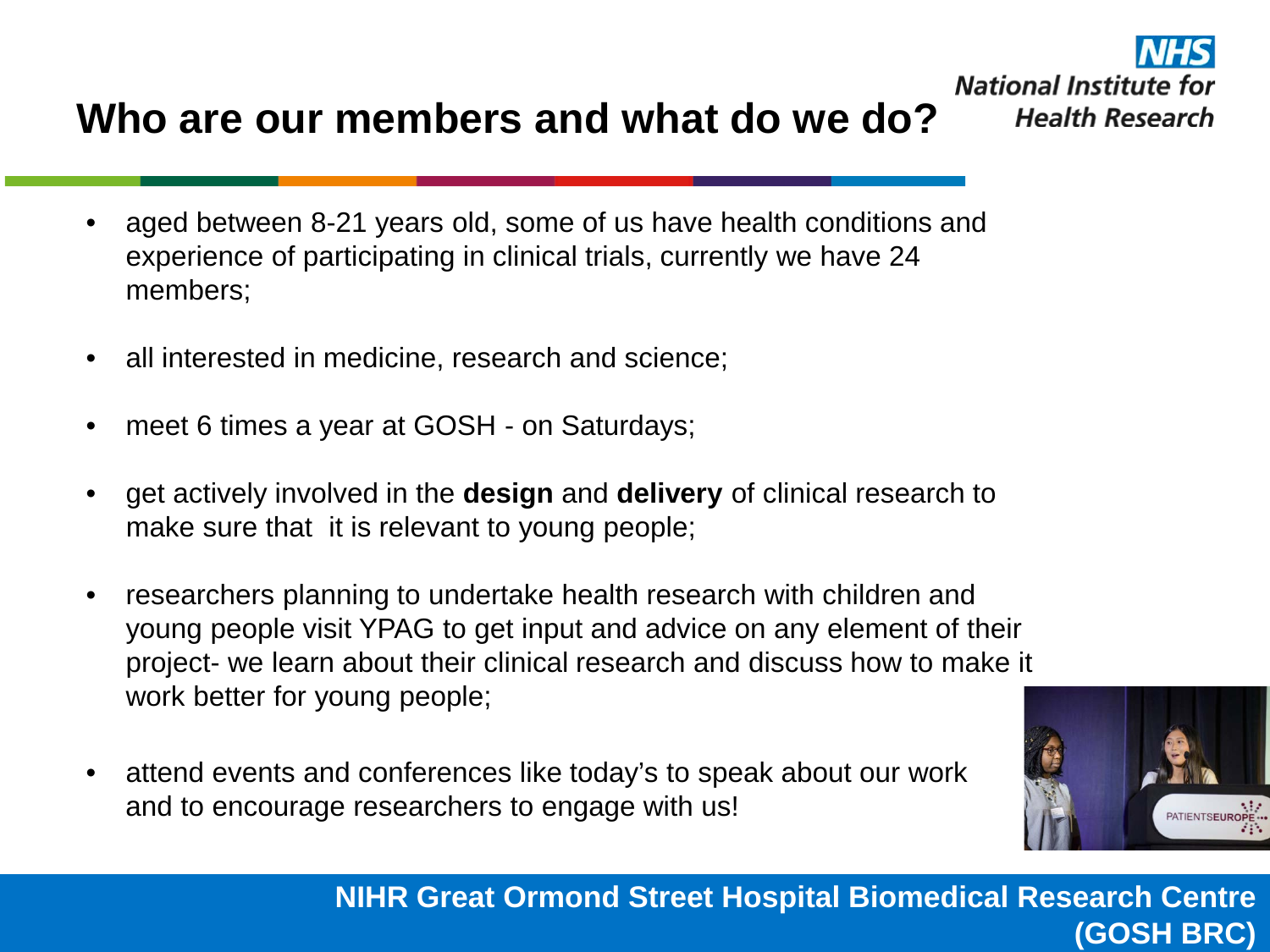# Who are our members and what do we do?

- aged between 8-21 years old, some of us have health conditions and experience of participating in clinical trials, currently we have 24 members;
- all interested in medicine, research and science;
- meet 6 times a year at GOSH - on Saturdays;
- get actively involved in the **design** and **delivery** of clinical research to make sure that it is relevant to young people;
- researchers planning to undertake health research with children and young people visit YPAG to get input and advice on any element of their project- we learn about their clinical research and discuss how to make it work better for young people;
- attend events and conferences like today's to speak about our work and to encourage researchers to engage with us!

**NIHR Great Ormond Street Hospital Biomedical Research Centre (GOSH BRC)**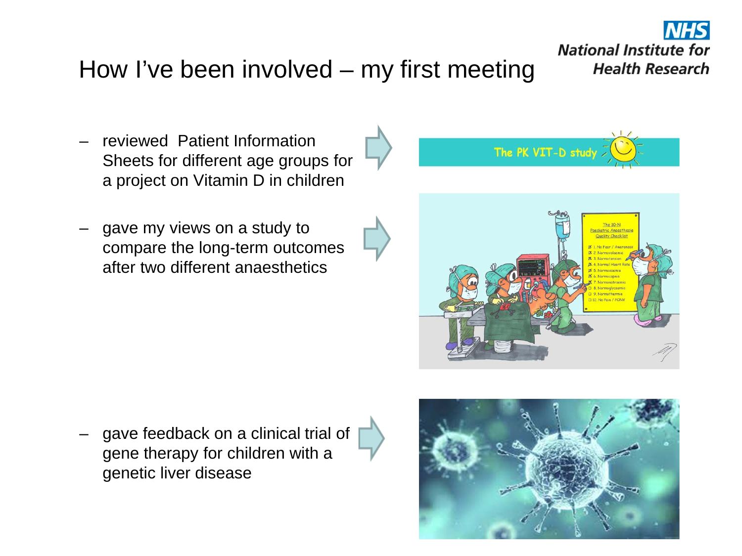# How I've been involved – my first meeting

- reviewed Patient Information Sheets for different age groups for a project on Vitamin D in children
- gave my views on a study to compare the long-term outcomes after two different anaesthetics
- gave feedback on a clinical trial of gene therapy for children with a genetic liver disease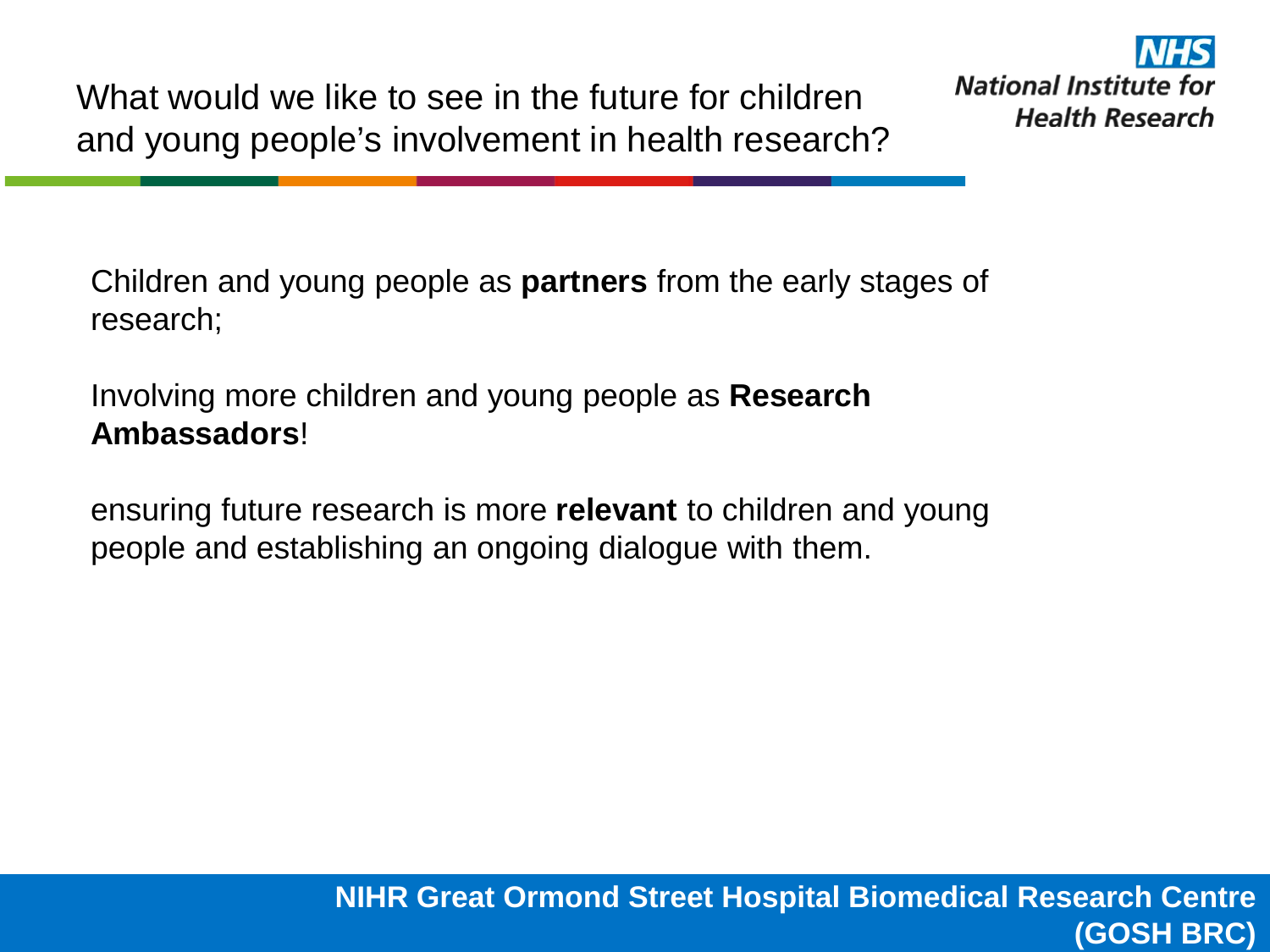## What would we like to see in the future for children and young people's involvement in health research?

National Institute for Health Research

Children and young people as **partners** from the early stages of research;

Involving more children and young people as **Research Ambassadors**!

ensuring future research is more **relevant** to children and young people and establishing an ongoing dialogue with them.

**NIHR Great Ormond Street Hospital Biomedical Research Centre (GOSH BRC)**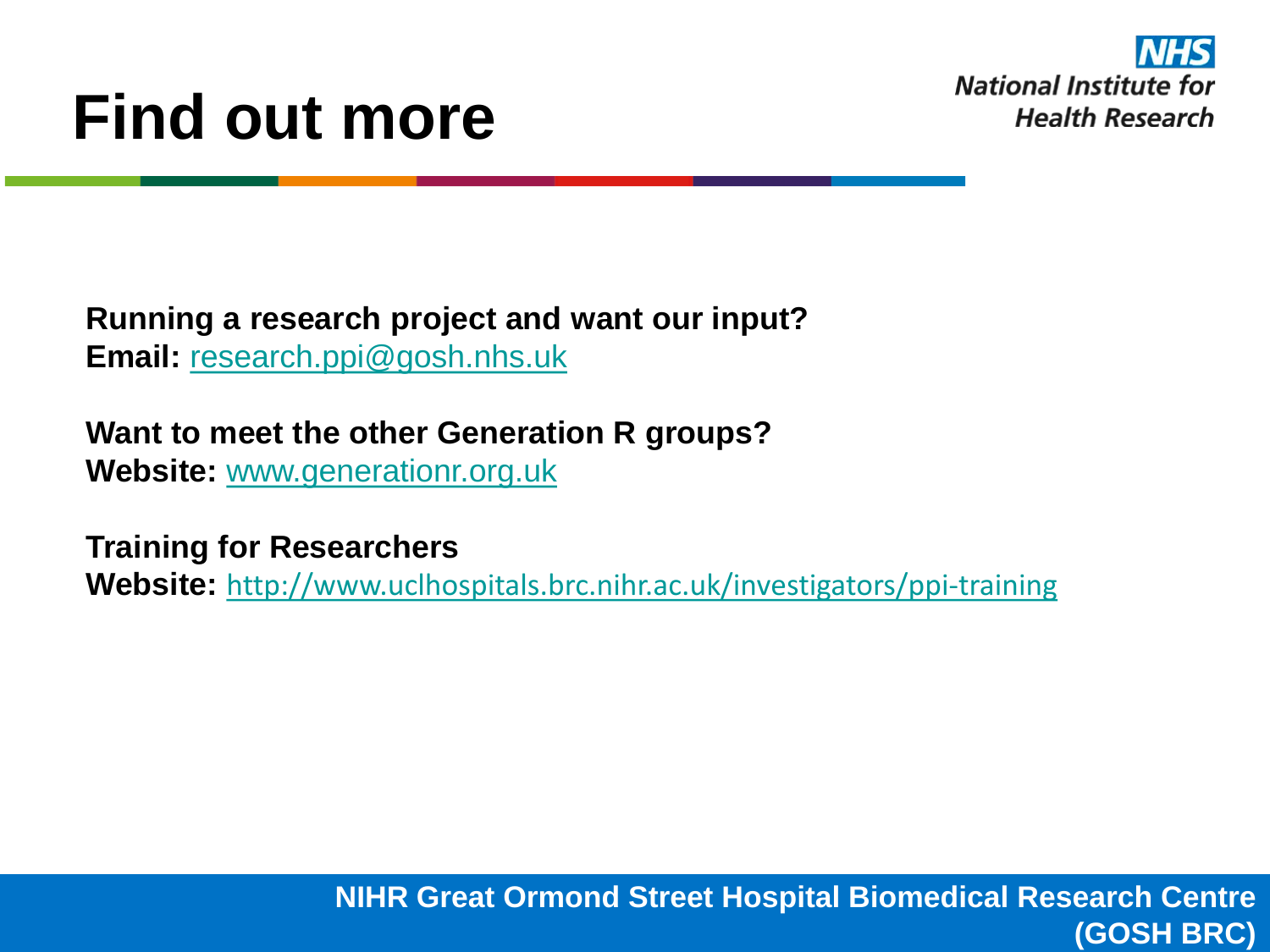# Find out more

National Institute for Health Research

**Running a research project and want our input?**
**Email:** research.ppi@gosh.nhs.uk

**Want to meet the other Generation R groups?**
**Website:** www.generationr.org.uk

**Training for Researchers**
**Website:** http://www.uclhospitals.brc.nihr.ac.uk/investigators/ppi-training

**NIHR Great Ormond Street Hospital Biomedical Research Centre (GOSH BRC)**